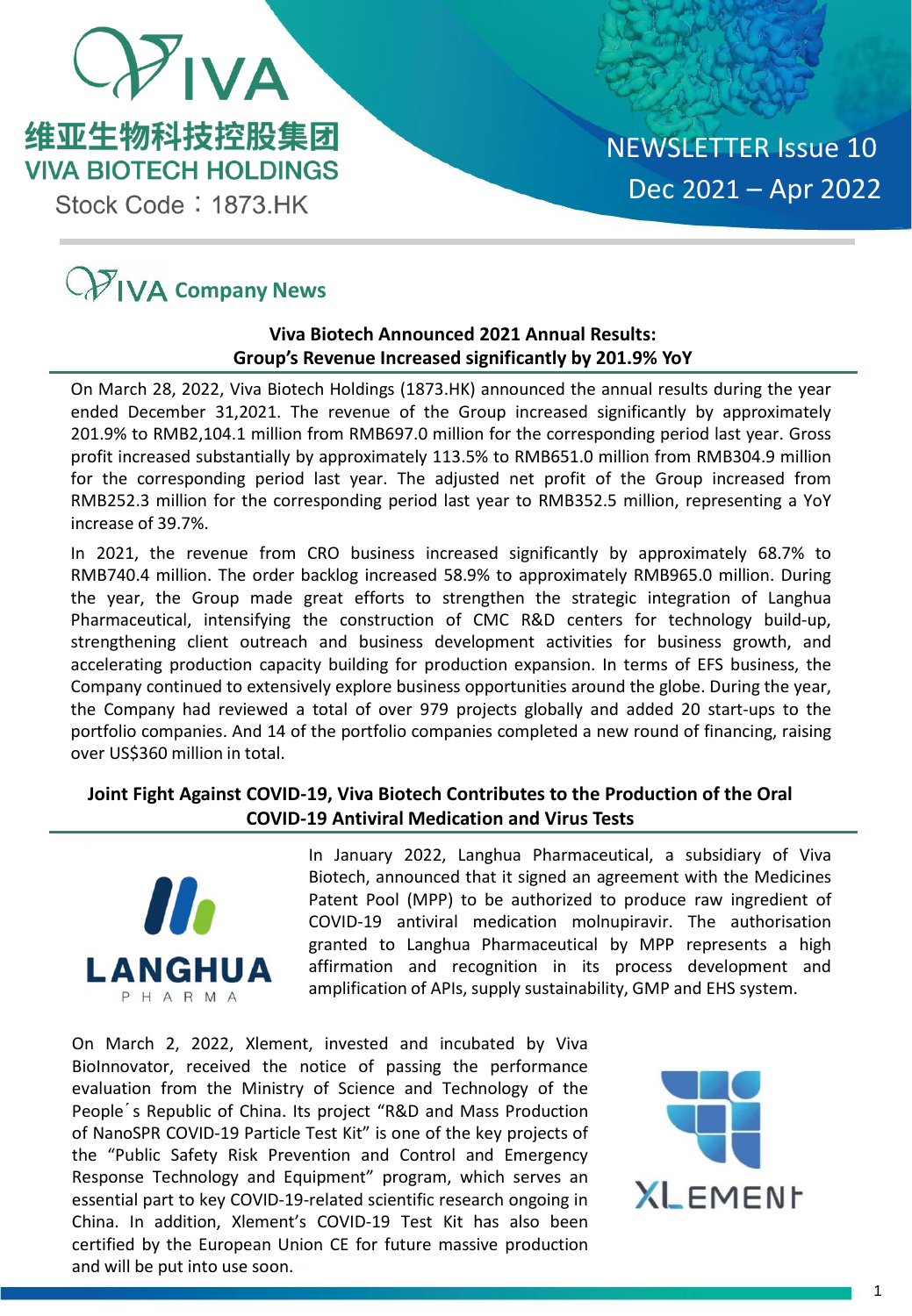维亚生物科技控股集团
VIVA BIOTECH HOLDINGS
Stock Code：1873.HK

NEWSLETTER Issue 10
Dec 2021 – Apr 2022

# VIVA Company News

## Viva Biotech Announced 2021 Annual Results: Group's Revenue Increased significantly by 201.9% YoY

On March 28, 2022, Viva Biotech Holdings (1873.HK) announced the annual results during the year ended December 31,2021. The revenue of the Group increased significantly by approximately 201.9% to RMB2,104.1 million from RMB697.0 million for the corresponding period last year. Gross profit increased substantially by approximately 113.5% to RMB651.0 million from RMB304.9 million for the corresponding period last year. The adjusted net profit of the Group increased from RMB252.3 million for the corresponding period last year to RMB352.5 million, representing a YoY increase of 39.7%.

In 2021, the revenue from CRO business increased significantly by approximately 68.7% to RMB740.4 million. The order backlog increased 58.9% to approximately RMB965.0 million. During the year, the Group made great efforts to strengthen the strategic integration of Langhua Pharmaceutical, intensifying the construction of CMC R&D centers for technology build-up, strengthening client outreach and business development activities for business growth, and accelerating production capacity building for production expansion. In terms of EFS business, the Company continued to extensively explore business opportunities around the globe. During the year, the Company had reviewed a total of over 979 projects globally and added 20 start-ups to the portfolio companies. And 14 of the portfolio companies completed a new round of financing, raising over US$360 million in total.

## Joint Fight Against COVID-19, Viva Biotech Contributes to the Production of the Oral COVID-19 Antiviral Medication and Virus Tests

LANGHUA PHARMA

In January 2022, Langhua Pharmaceutical, a subsidiary of Viva Biotech, announced that it signed an agreement with the Medicines Patent Pool (MPP) to be authorized to produce raw ingredient of COVID-19 antiviral medication molnupiravir. The authorisation granted to Langhua Pharmaceutical by MPP represents a high affirmation and recognition in its process development and amplification of APIs, supply sustainability, GMP and EHS system.

On March 2, 2022, Xlement, invested and incubated by Viva BioInnovator, received the notice of passing the performance evaluation from the Ministry of Science and Technology of the People´s Republic of China. Its project "R&D and Mass Production of NanoSPR COVID-19 Particle Test Kit" is one of the key projects of the "Public Safety Risk Prevention and Control and Emergency Response Technology and Equipment" program, which serves an essential part to key COVID-19-related scientific research ongoing in China. In addition, Xlement's COVID-19 Test Kit has also been certified by the European Union CE for future massive production and will be put into use soon.

XLEMENT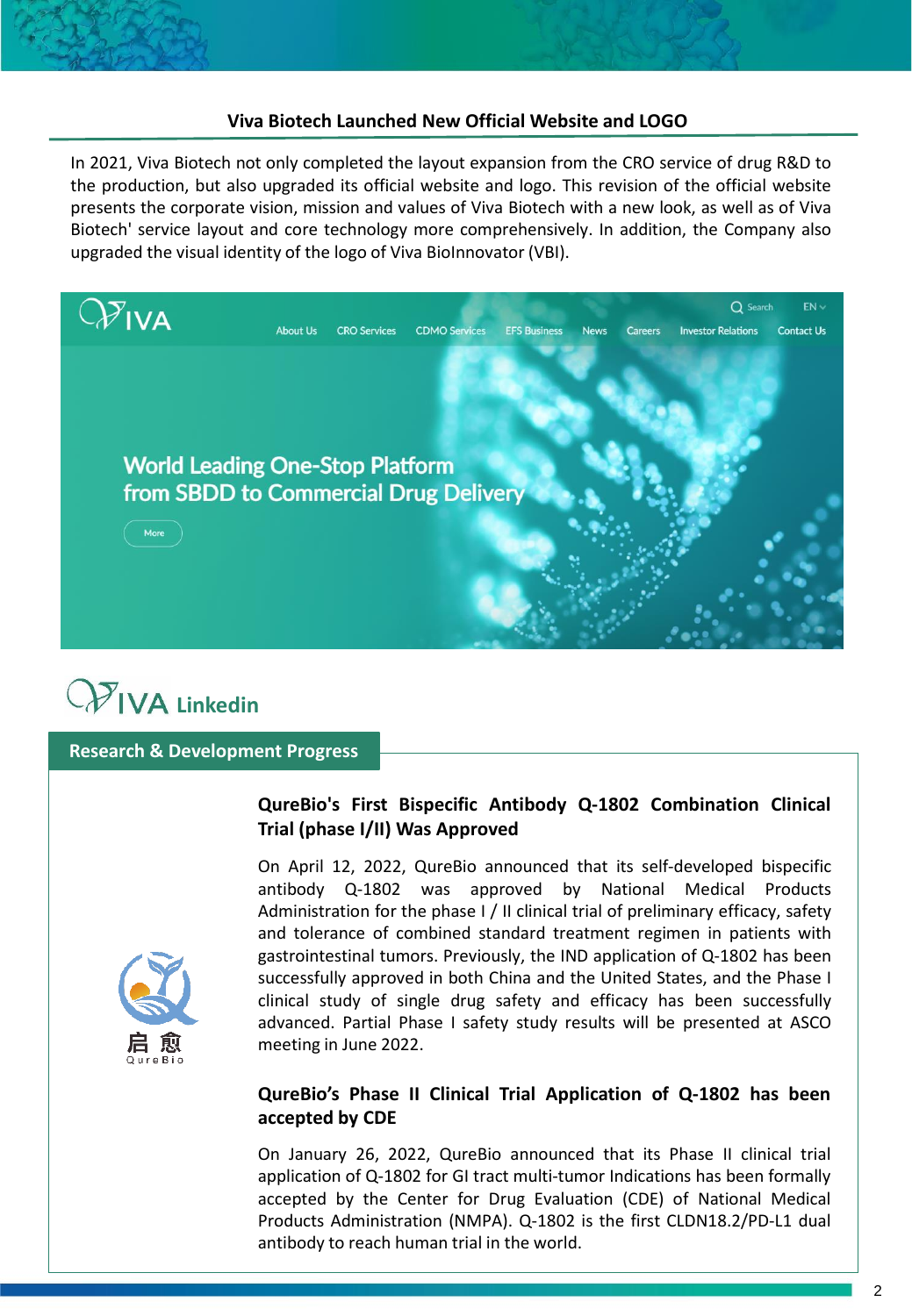## Viva Biotech Launched New Official Website and LOGO

In 2021, Viva Biotech not only completed the layout expansion from the CRO service of drug R&D to the production, but also upgraded its official website and logo. This revision of the official website presents the corporate vision, mission and values of Viva Biotech with a new look, as well as of Viva Biotech' service layout and core technology more comprehensively. In addition, the Company also upgraded the visual identity of the logo of Viva BioInnovator (VBI).

VIVA Linkedin

## Research & Development Progress

### QureBio's First Bispecific Antibody Q-1802 Combination Clinical Trial (phase I/II) Was Approved

On April 12, 2022, QureBio announced that its self-developed bispecific antibody Q-1802 was approved by National Medical Products Administration for the phase I / II clinical trial of preliminary efficacy, safety and tolerance of combined standard treatment regimen in patients with gastrointestinal tumors. Previously, the IND application of Q-1802 has been successfully approved in both China and the United States, and the Phase I clinical study of single drug safety and efficacy has been successfully advanced. Partial Phase I safety study results will be presented at ASCO meeting in June 2022.

### QureBio's Phase II Clinical Trial Application of Q-1802 has been accepted by CDE

On January 26, 2022, QureBio announced that its Phase II clinical trial application of Q-1802 for GI tract multi-tumor Indications has been formally accepted by the Center for Drug Evaluation (CDE) of National Medical Products Administration (NMPA). Q-1802 is the first CLDN18.2/PD-L1 dual antibody to reach human trial in the world.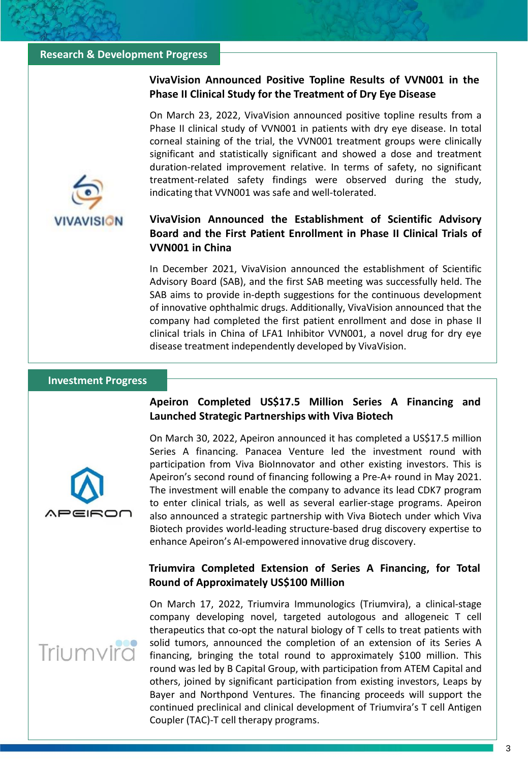## Research & Development Progress

### VivaVision Announced Positive Topline Results of VVN001 in the Phase II Clinical Study for the Treatment of Dry Eye Disease

On March 23, 2022, VivaVision announced positive topline results from a Phase II clinical study of VVN001 in patients with dry eye disease. In total corneal staining of the trial, the VVN001 treatment groups were clinically significant and statistically significant and showed a dose and treatment duration-related improvement relative. In terms of safety, no significant treatment-related safety findings were observed during the study, indicating that VVN001 was safe and well-tolerated.

### VivaVision Announced the Establishment of Scientific Advisory Board and the First Patient Enrollment in Phase II Clinical Trials of VVN001 in China

In December 2021, VivaVision announced the establishment of Scientific Advisory Board (SAB), and the first SAB meeting was successfully held. The SAB aims to provide in-depth suggestions for the continuous development of innovative ophthalmic drugs. Additionally, VivaVision announced that the company had completed the first patient enrollment and dose in phase II clinical trials in China of LFA1 Inhibitor VVN001, a novel drug for dry eye disease treatment independently developed by VivaVision.

## Investment Progress

### Apeiron Completed US$17.5 Million Series A Financing and Launched Strategic Partnerships with Viva Biotech

On March 30, 2022, Apeiron announced it has completed a US$17.5 million Series A financing. Panacea Venture led the investment round with participation from Viva BioInnovator and other existing investors. This is Apeiron's second round of financing following a Pre-A+ round in May 2021. The investment will enable the company to advance its lead CDK7 program to enter clinical trials, as well as several earlier-stage programs. Apeiron also announced a strategic partnership with Viva Biotech under which Viva Biotech provides world-leading structure-based drug discovery expertise to enhance Apeiron's AI-empowered innovative drug discovery.

### Triumvira Completed Extension of Series A Financing, for Total Round of Approximately US$100 Million

On March 17, 2022, Triumvira Immunologics (Triumvira), a clinical-stage company developing novel, targeted autologous and allogeneic T cell therapeutics that co-opt the natural biology of T cells to treat patients with solid tumors, announced the completion of an extension of its Series A financing, bringing the total round to approximately $100 million. This round was led by B Capital Group, with participation from ATEM Capital and others, joined by significant participation from existing investors, Leaps by Bayer and Northpond Ventures. The financing proceeds will support the continued preclinical and clinical development of Triumvira's T cell Antigen Coupler (TAC)-T cell therapy programs.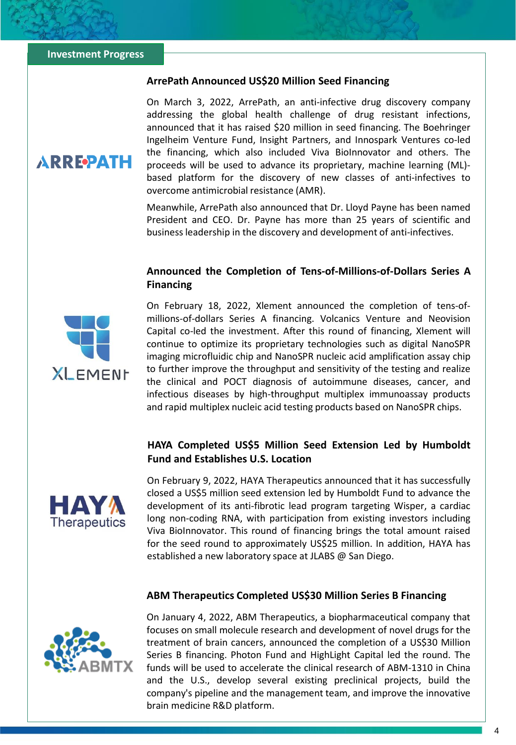## Investment Progress

### ArrePath Announced US$20 Million Seed Financing

On March 3, 2022, ArrePath, an anti-infective drug discovery company addressing the global health challenge of drug resistant infections, announced that it has raised $20 million in seed financing. The Boehringer Ingelheim Venture Fund, Insight Partners, and Innospark Ventures co-led the financing, which also included Viva BioInnovator and others. The proceeds will be used to advance its proprietary, machine learning (ML)-based platform for the discovery of new classes of anti-infectives to overcome antimicrobial resistance (AMR).

Meanwhile, ArrePath also announced that Dr. Lloyd Payne has been named President and CEO. Dr. Payne has more than 25 years of scientific and business leadership in the discovery and development of anti-infectives.

### Announced the Completion of Tens-of-Millions-of-Dollars Series A Financing

On February 18, 2022, Xlement announced the completion of tens-of-millions-of-dollars Series A financing. Volcanics Venture and Neovision Capital co-led the investment. After this round of financing, Xlement will continue to optimize its proprietary technologies such as digital NanoSPR imaging microfluidic chip and NanoSPR nucleic acid amplification assay chip to further improve the throughput and sensitivity of the testing and realize the clinical and POCT diagnosis of autoimmune diseases, cancer, and infectious diseases by high-throughput multiplex immunoassay products and rapid multiplex nucleic acid testing products based on NanoSPR chips.

### HAYA Completed US$5 Million Seed Extension Led by Humboldt Fund and Establishes U.S. Location

On February 9, 2022, HAYA Therapeutics announced that it has successfully closed a US$5 million seed extension led by Humboldt Fund to advance the development of its anti-fibrotic lead program targeting Wisper, a cardiac long non-coding RNA, with participation from existing investors including Viva BioInnovator. This round of financing brings the total amount raised for the seed round to approximately US$25 million. In addition, HAYA has established a new laboratory space at JLABS @ San Diego.

### ABM Therapeutics Completed US$30 Million Series B Financing

On January 4, 2022, ABM Therapeutics, a biopharmaceutical company that focuses on small molecule research and development of novel drugs for the treatment of brain cancers, announced the completion of a US$30 Million Series B financing. Photon Fund and HighLight Capital led the round. The funds will be used to accelerate the clinical research of ABM-1310 in China and the U.S., develop several existing preclinical projects, build the company's pipeline and the management team, and improve the innovative brain medicine R&D platform.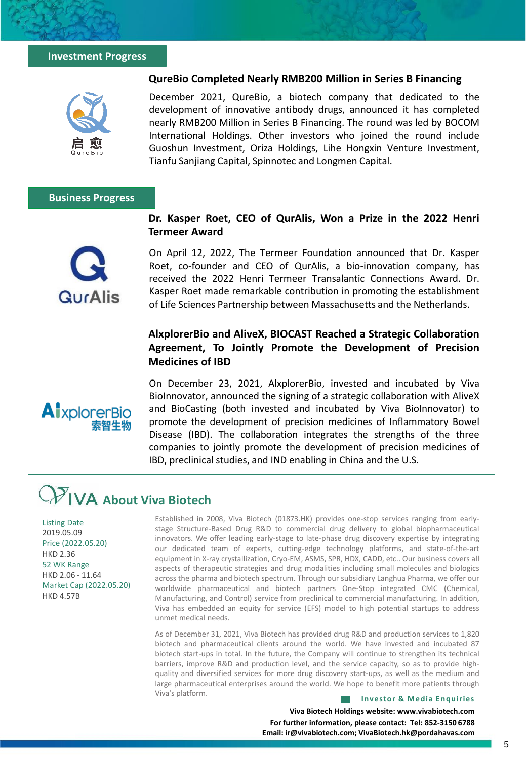## Investment Progress

启愈
QureBio

### QureBio Completed Nearly RMB200 Million in Series B Financing

December 2021, QureBio, a biotech company that dedicated to the development of innovative antibody drugs, announced it has completed nearly RMB200 Million in Series B Financing. The round was led by BOCOM International Holdings. Other investors who joined the round include Guoshun Investment, Oriza Holdings, Lihe Hongxin Venture Investment, Tianfu Sanjiang Capital, Spinnotec and Longmen Capital.

## Business Progress

QurAlis

### Dr. Kasper Roet, CEO of QurAlis, Won a Prize in the 2022 Henri Termeer Award

On April 12, 2022, The Termeer Foundation announced that Dr. Kasper Roet, co-founder and CEO of QurAlis, a bio-innovation company, has received the 2022 Henri Termeer Transalantic Connections Award. Dr. Kasper Roet made remarkable contribution in promoting the establishment of Life Sciences Partnership between Massachusetts and the Netherlands.

AlxplorerBio 索智生物

### AlxplorerBio and AliveX, BIOCAST Reached a Strategic Collaboration Agreement, To Jointly Promote the Development of Precision Medicines of IBD

On December 23, 2021, AlxplorerBio, invested and incubated by Viva BioInnovator, announced the signing of a strategic collaboration with AliveX and BioCasting (both invested and incubated by Viva BioInnovator) to promote the development of precision medicines of Inflammatory Bowel Disease (IBD). The collaboration integrates the strengths of the three companies to jointly promote the development of precision medicines of IBD, preclinical studies, and IND enabling in China and the U.S.

## VIVA About Viva Biotech

Listing Date
2019.05.09

Price (2022.05.20)
HKD 2.36

52 WK Range
HKD 2.06 - 11.64

Market Cap (2022.05.20)
HKD 4.57B

Established in 2008, Viva Biotech (01873.HK) provides one-stop services ranging from early-stage Structure-Based Drug R&D to commercial drug delivery to global biopharmaceutical innovators. We offer leading early-stage to late-phase drug discovery expertise by integrating our dedicated team of experts, cutting-edge technology platforms, and state-of-the-art equipment in X-ray crystallization, Cryo-EM, ASMS, SPR, HDX, CADD, etc.. Our business covers all aspects of therapeutic strategies and drug modalities including small molecules and biologics across the pharma and biotech spectrum. Through our subsidiary Langhua Pharma, we offer our worldwide pharmaceutical and biotech partners One-Stop integrated CMC (Chemical, Manufacturing, and Control) service from preclinical to commercial manufacturing. In addition, Viva has embedded an equity for service (EFS) model to high potential startups to address unmet medical needs.

As of December 31, 2021, Viva Biotech has provided drug R&D and production services to 1,820 biotech and pharmaceutical clients around the world. We have invested and incubated 87 biotech start-ups in total. In the future, the Company will continue to strengthen its technical barriers, improve R&D and production level, and the service capacity, so as to provide high-quality and diversified services for more drug discovery start-ups, as well as the medium and large pharmaceutical enterprises around the world. We hope to benefit more patients through Viva's platform.

**Investor & Media Enquiries**

**Viva Biotech Holdings website: www.vivabiotech.com**
**For further information, please contact: Tel: 852-3150 6788**
**Email: ir@vivabiotech.com; VivaBiotech.hk@pordahavas.com**